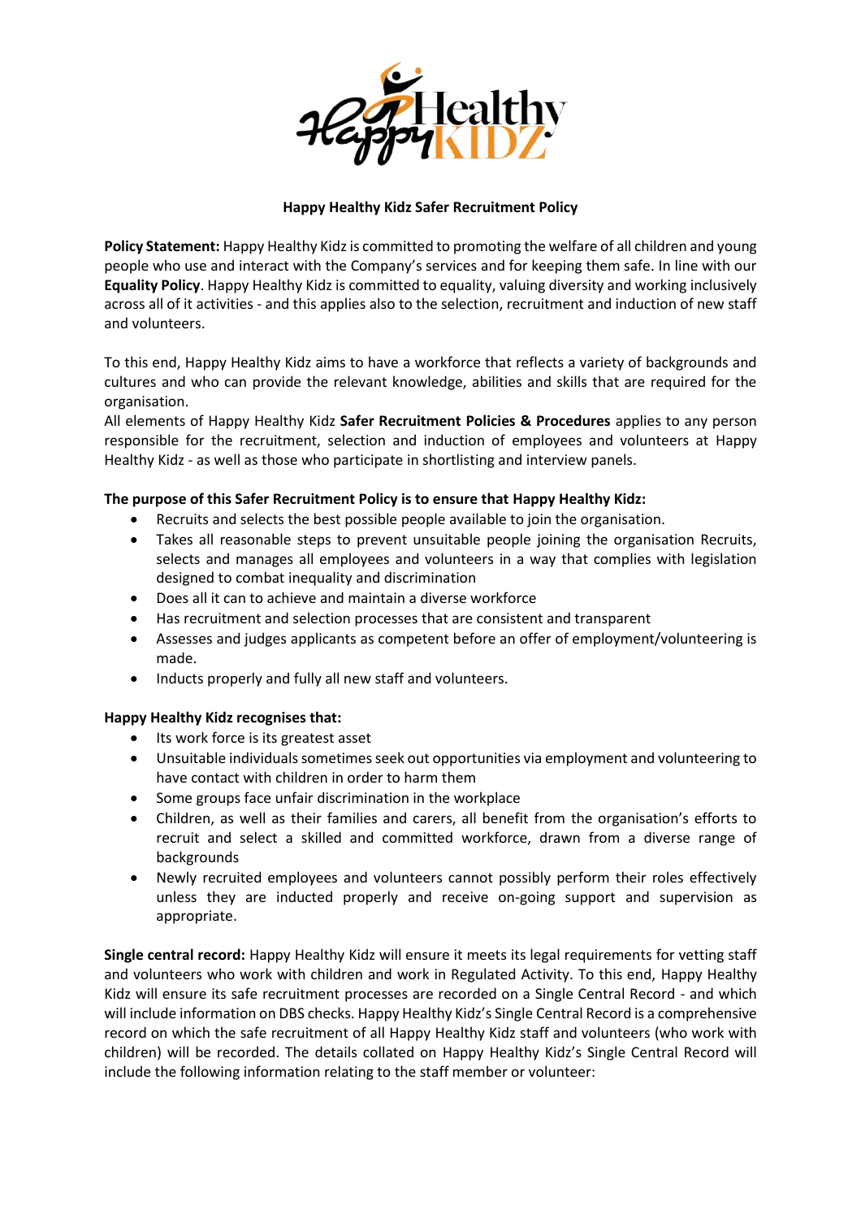**Happy Healthy Kidz Safer Recruitment Policy**

**Policy Statement:** Happy Healthy Kidz is committed to promoting the welfare of all children and young people who use and interact with the Company's services and for keeping them safe. In line with our **Equality Policy**. Happy Healthy Kidz is committed to equality, valuing diversity and working inclusively across all of it activities - and this applies also to the selection, recruitment and induction of new staff and volunteers.

To this end, Happy Healthy Kidz aims to have a workforce that reflects a variety of backgrounds and cultures and who can provide the relevant knowledge, abilities and skills that are required for the organisation.

All elements of Happy Healthy Kidz **Safer Recruitment Policies & Procedures** applies to any person responsible for the recruitment, selection and induction of employees and volunteers at Happy Healthy Kidz - as well as those who participate in shortlisting and interview panels.

**The purpose of this Safer Recruitment Policy is to ensure that Happy Healthy Kidz:**

- Recruits and selects the best possible people available to join the organisation.
- Takes all reasonable steps to prevent unsuitable people joining the organisation Recruits, selects and manages all employees and volunteers in a way that complies with legislation designed to combat inequality and discrimination
- Does all it can to achieve and maintain a diverse workforce
- Has recruitment and selection processes that are consistent and transparent
- Assesses and judges applicants as competent before an offer of employment/volunteering is made.
- Inducts properly and fully all new staff and volunteers.

**Happy Healthy Kidz recognises that:**

- Its work force is its greatest asset
- Unsuitable individuals sometimes seek out opportunities via employment and volunteering to have contact with children in order to harm them
- Some groups face unfair discrimination in the workplace
- Children, as well as their families and carers, all benefit from the organisation's efforts to recruit and select a skilled and committed workforce, drawn from a diverse range of backgrounds
- Newly recruited employees and volunteers cannot possibly perform their roles effectively unless they are inducted properly and receive on-going support and supervision as appropriate.

**Single central record:** Happy Healthy Kidz will ensure it meets its legal requirements for vetting staff and volunteers who work with children and work in Regulated Activity. To this end, Happy Healthy Kidz will ensure its safe recruitment processes are recorded on a Single Central Record - and which will include information on DBS checks. Happy Healthy Kidz's Single Central Record is a comprehensive record on which the safe recruitment of all Happy Healthy Kidz staff and volunteers (who work with children) will be recorded. The details collated on Happy Healthy Kidz's Single Central Record will include the following information relating to the staff member or volunteer: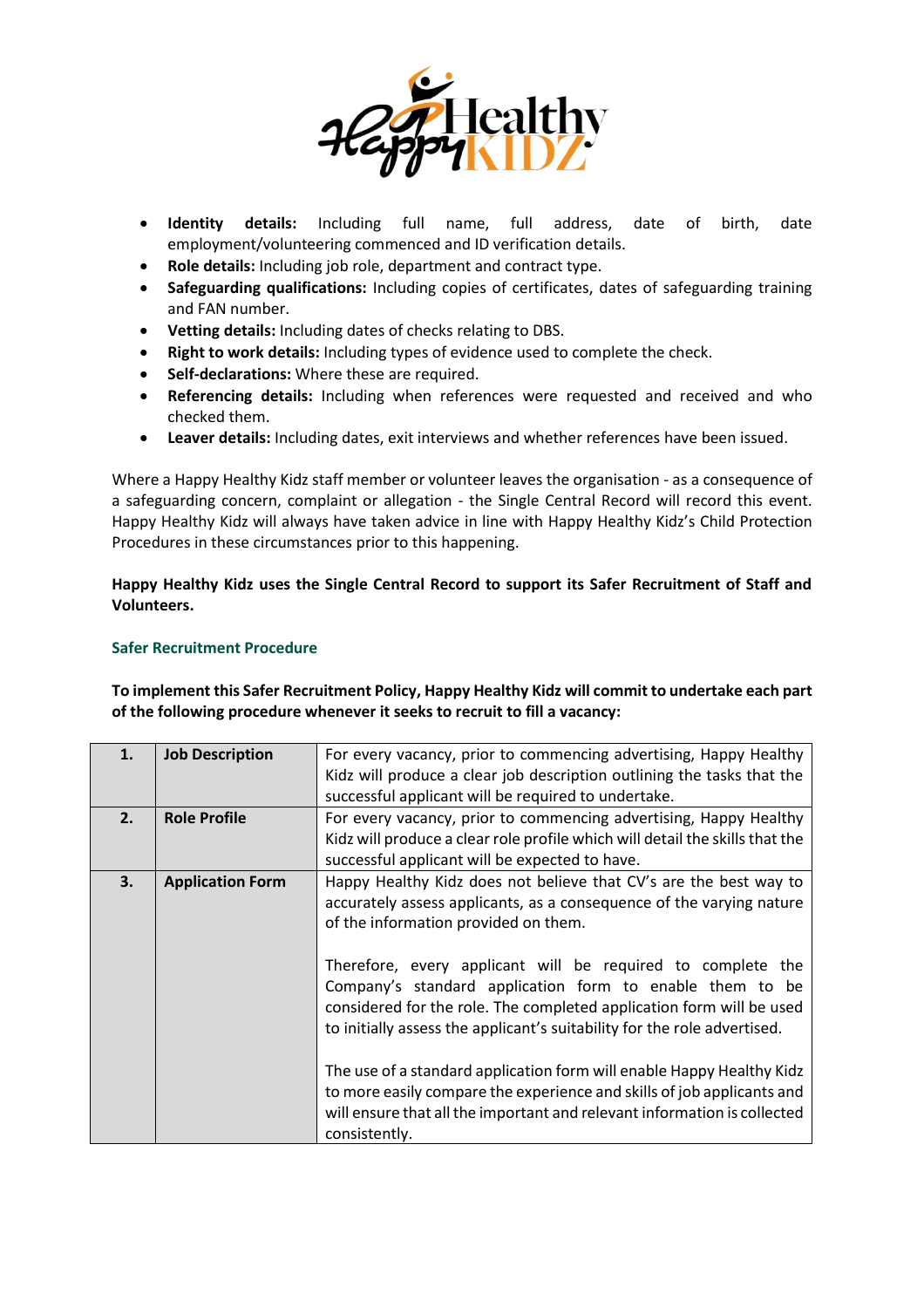- **Identity details:** Including full name, full address, date of birth, date employment/volunteering commenced and ID verification details.
- **Role details:** Including job role, department and contract type.
- **Safeguarding qualifications:** Including copies of certificates, dates of safeguarding training and FAN number.
- **Vetting details:** Including dates of checks relating to DBS.
- **Right to work details:** Including types of evidence used to complete the check.
- **Self-declarations:** Where these are required.
- **Referencing details:** Including when references were requested and received and who checked them.
- **Leaver details:** Including dates, exit interviews and whether references have been issued.

Where a Happy Healthy Kidz staff member or volunteer leaves the organisation - as a consequence of a safeguarding concern, complaint or allegation - the Single Central Record will record this event. Happy Healthy Kidz will always have taken advice in line with Happy Healthy Kidz's Child Protection Procedures in these circumstances prior to this happening.

**Happy Healthy Kidz uses the Single Central Record to support its Safer Recruitment of Staff and Volunteers.**

### Safer Recruitment Procedure

**To implement this Safer Recruitment Policy, Happy Healthy Kidz will commit to undertake each part of the following procedure whenever it seeks to recruit to fill a vacancy:**

| | | |
|---|---|---|
| **1.** | **Job Description** | For every vacancy, prior to commencing advertising, Happy Healthy Kidz will produce a clear job description outlining the tasks that the successful applicant will be required to undertake. |
| **2.** | **Role Profile** | For every vacancy, prior to commencing advertising, Happy Healthy Kidz will produce a clear role profile which will detail the skills that the successful applicant will be expected to have. |
| **3.** | **Application Form** | Happy Healthy Kidz does not believe that CV's are the best way to accurately assess applicants, as a consequence of the varying nature of the information provided on them.<br><br>Therefore, every applicant will be required to complete the Company's standard application form to enable them to be considered for the role. The completed application form will be used to initially assess the applicant's suitability for the role advertised.<br><br>The use of a standard application form will enable Happy Healthy Kidz to more easily compare the experience and skills of job applicants and will ensure that all the important and relevant information is collected consistently. |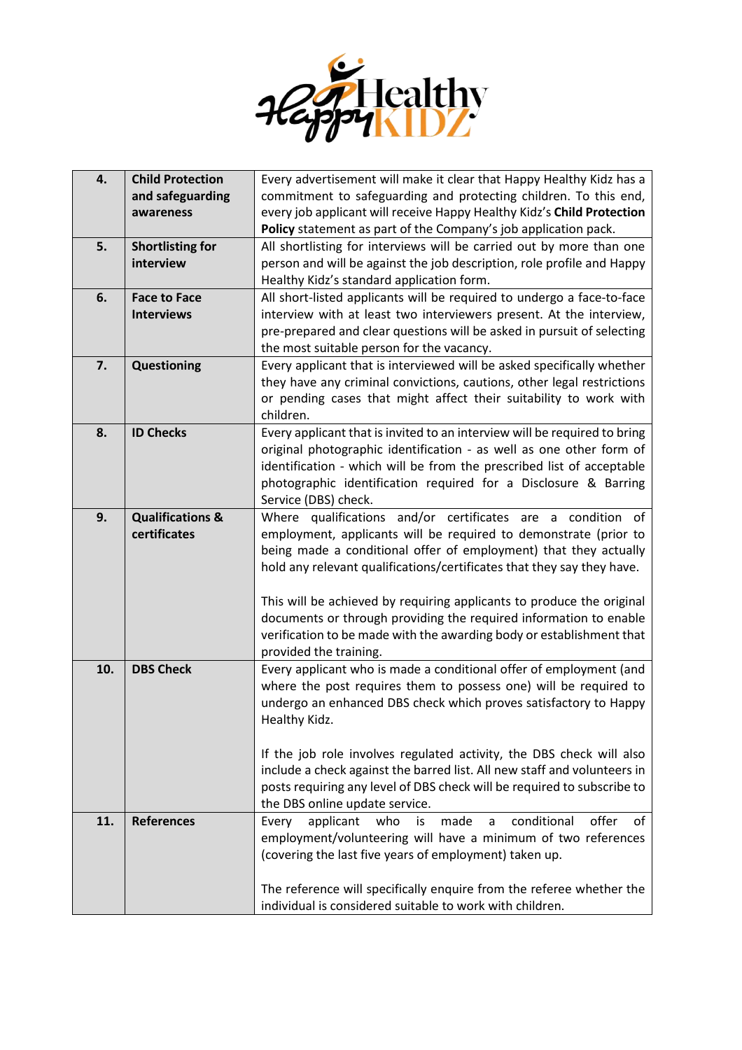| | | |
|---|---|---|
| **4.** | **Child Protection and safeguarding awareness** | Every advertisement will make it clear that Happy Healthy Kidz has a commitment to safeguarding and protecting children. To this end, every job applicant will receive Happy Healthy Kidz's **Child Protection Policy** statement as part of the Company's job application pack. |
| **5.** | **Shortlisting for interview** | All shortlisting for interviews will be carried out by more than one person and will be against the job description, role profile and Happy Healthy Kidz's standard application form. |
| **6.** | **Face to Face Interviews** | All short-listed applicants will be required to undergo a face-to-face interview with at least two interviewers present. At the interview, pre-prepared and clear questions will be asked in pursuit of selecting the most suitable person for the vacancy. |
| **7.** | **Questioning** | Every applicant that is interviewed will be asked specifically whether they have any criminal convictions, cautions, other legal restrictions or pending cases that might affect their suitability to work with children. |
| **8.** | **ID Checks** | Every applicant that is invited to an interview will be required to bring original photographic identification - as well as one other form of identification - which will be from the prescribed list of acceptable photographic identification required for a Disclosure & Barring Service (DBS) check. |
| **9.** | **Qualifications & certificates** | Where qualifications and/or certificates are a condition of employment, applicants will be required to demonstrate (prior to being made a conditional offer of employment) that they actually hold any relevant qualifications/certificates that they say they have.<br><br>This will be achieved by requiring applicants to produce the original documents or through providing the required information to enable verification to be made with the awarding body or establishment that provided the training. |
| **10.** | **DBS Check** | Every applicant who is made a conditional offer of employment (and where the post requires them to possess one) will be required to undergo an enhanced DBS check which proves satisfactory to Happy Healthy Kidz.<br><br>If the job role involves regulated activity, the DBS check will also include a check against the barred list. All new staff and volunteers in posts requiring any level of DBS check will be required to subscribe to the DBS online update service. |
| **11.** | **References** | Every applicant who is made a conditional offer of employment/volunteering will have a minimum of two references (covering the last five years of employment) taken up.<br><br>The reference will specifically enquire from the referee whether the individual is considered suitable to work with children. |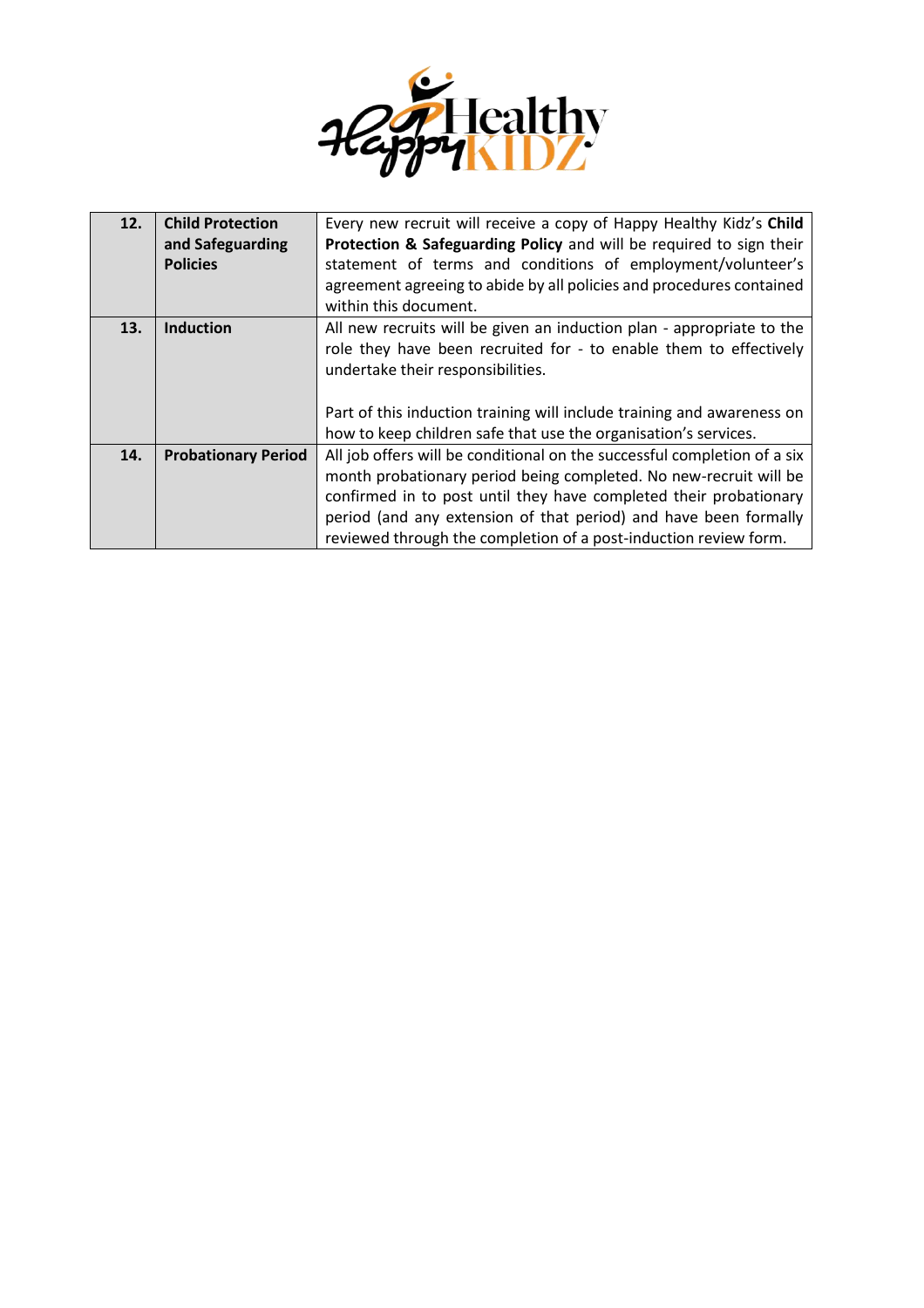| | | |
|---|---|---|
| **12.** | **Child Protection and Safeguarding Policies** | Every new recruit will receive a copy of Happy Healthy Kidz's **Child Protection & Safeguarding Policy** and will be required to sign their statement of terms and conditions of employment/volunteer's agreement agreeing to abide by all policies and procedures contained within this document. |
| **13.** | **Induction** | All new recruits will be given an induction plan - appropriate to the role they have been recruited for - to enable them to effectively undertake their responsibilities.<br><br>Part of this induction training will include training and awareness on how to keep children safe that use the organisation's services. |
| **14.** | **Probationary Period** | All job offers will be conditional on the successful completion of a six month probationary period being completed. No new-recruit will be confirmed in to post until they have completed their probationary period (and any extension of that period) and have been formally reviewed through the completion of a post-induction review form. |